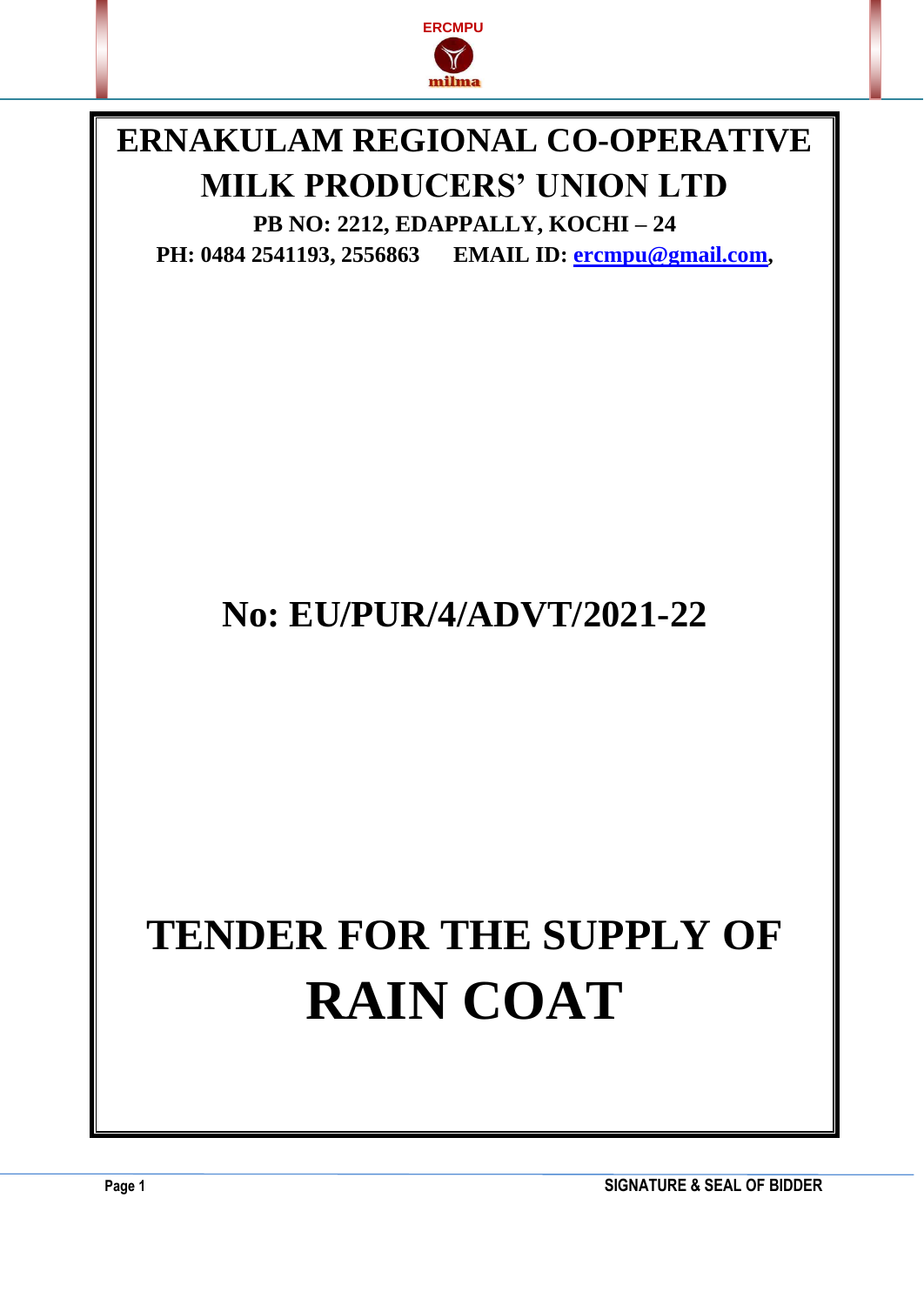# ERNAKULAM REGIONAL CO-OPERATIVE MILK PRODUCERS' UNION LTD

**PB NO: 2212, EDAPPALLY, KOCHI – 24**

**PH: 0484 2541193, 2556863      EMAIL ID: ercmpu@gmail.com,**

## No: EU/PUR/4/ADVT/2021-22

# TENDER FOR THE SUPPLY OF RAIN COAT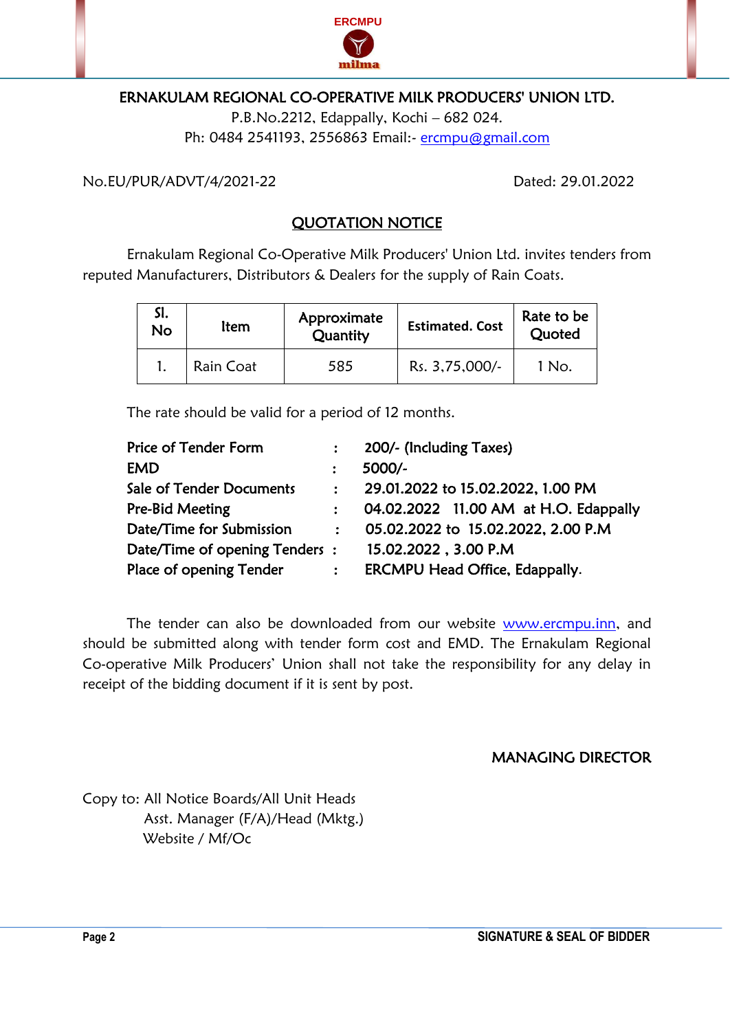ERCMPU

milma

# ERNAKULAM REGIONAL CO-OPERATIVE MILK PRODUCERS' UNION LTD.

P.B.No.2212, Edappally, Kochi – 682 024.
Ph: 0484 2541193, 2556863 Email:- ercmpu@gmail.com

No.EU/PUR/ADVT/4/2021-22 Dated: 29.01.2022

## QUOTATION NOTICE

Ernakulam Regional Co-Operative Milk Producers' Union Ltd. invites tenders from reputed Manufacturers, Distributors & Dealers for the supply of Rain Coats.

| Sl. No | Item | Approximate Quantity | Estimated. Cost | Rate to be Quoted |
|---|---|---|---|---|
| 1. | Rain Coat | 585 | Rs. 3,75,000/- | 1 No. |

The rate should be valid for a period of 12 months.

| | | |
|---|---|---|
| **Price of Tender Form** | : | **200/- (Including Taxes)** |
| **EMD** | : | **5000/-** |
| **Sale of Tender Documents** | : | **29.01.2022 to 15.02.2022, 1.00 PM** |
| **Pre-Bid Meeting** | : | **04.02.2022 11.00 AM at H.O. Edappally** |
| **Date/Time for Submission** | : | **05.02.2022 to 15.02.2022, 2.00 P.M** |
| **Date/Time of opening Tenders** | : | **15.02.2022 , 3.00 P.M** |
| **Place of opening Tender** | : | **ERCMPU Head Office, Edappally.** |

The tender can also be downloaded from our website www.ercmpu.inn, and should be submitted along with tender form cost and EMD. The Ernakulam Regional Co-operative Milk Producers' Union shall not take the responsibility for any delay in receipt of the bidding document if it is sent by post.

**MANAGING DIRECTOR**

Copy to: All Notice Boards/All Unit Heads
Asst. Manager (F/A)/Head (Mktg.)
Website / Mf/Oc

**SIGNATURE & SEAL OF BIDDER**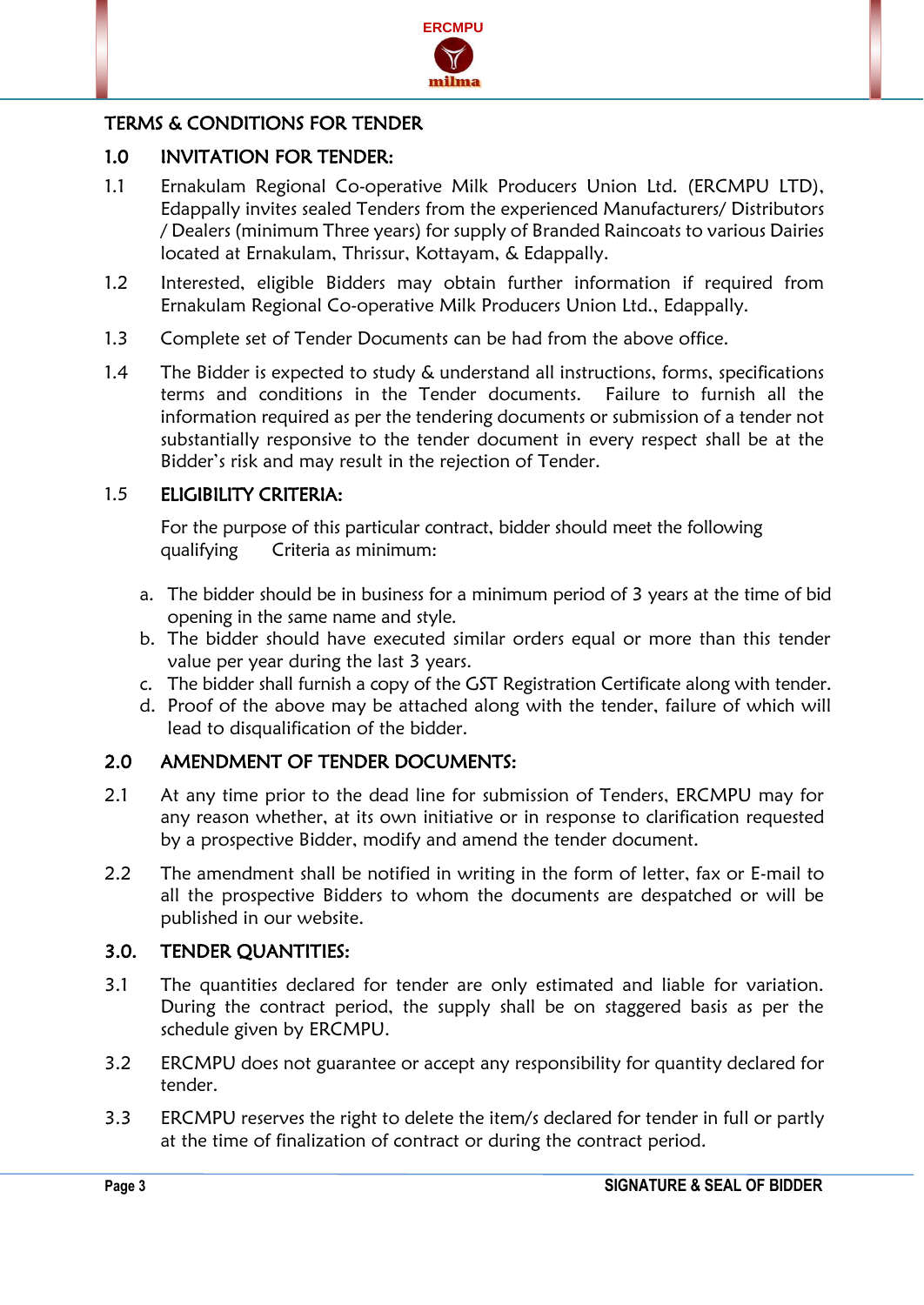## TERMS & CONDITIONS FOR TENDER

### 1.0 INVITATION FOR TENDER:

1.1 Ernakulam Regional Co-operative Milk Producers Union Ltd. (ERCMPU LTD), Edappally invites sealed Tenders from the experienced Manufacturers/ Distributors / Dealers (minimum Three years) for supply of Branded Raincoats to various Dairies located at Ernakulam, Thrissur, Kottayam, & Edappally.

1.2 Interested, eligible Bidders may obtain further information if required from Ernakulam Regional Co-operative Milk Producers Union Ltd., Edappally.

1.3 Complete set of Tender Documents can be had from the above office.

1.4 The Bidder is expected to study & understand all instructions, forms, specifications terms and conditions in the Tender documents. Failure to furnish all the information required as per the tendering documents or submission of a tender not substantially responsive to the tender document in every respect shall be at the Bidder's risk and may result in the rejection of Tender.

1.5 **ELIGIBILITY CRITERIA:**

For the purpose of this particular contract, bidder should meet the following qualifying Criteria as minimum:

a. The bidder should be in business for a minimum period of 3 years at the time of bid opening in the same name and style.
b. The bidder should have executed similar orders equal or more than this tender value per year during the last 3 years.
c. The bidder shall furnish a copy of the GST Registration Certificate along with tender.
d. Proof of the above may be attached along with the tender, failure of which will lead to disqualification of the bidder.

### 2.0 AMENDMENT OF TENDER DOCUMENTS:

2.1 At any time prior to the dead line for submission of Tenders, ERCMPU may for any reason whether, at its own initiative or in response to clarification requested by a prospective Bidder, modify and amend the tender document.

2.2 The amendment shall be notified in writing in the form of letter, fax or E-mail to all the prospective Bidders to whom the documents are despatched or will be published in our website.

### 3.0. TENDER QUANTITIES:

3.1 The quantities declared for tender are only estimated and liable for variation. During the contract period, the supply shall be on staggered basis as per the schedule given by ERCMPU.

3.2 ERCMPU does not guarantee or accept any responsibility for quantity declared for tender.

3.3 ERCMPU reserves the right to delete the item/s declared for tender in full or partly at the time of finalization of contract or during the contract period.

SIGNATURE & SEAL OF BIDDER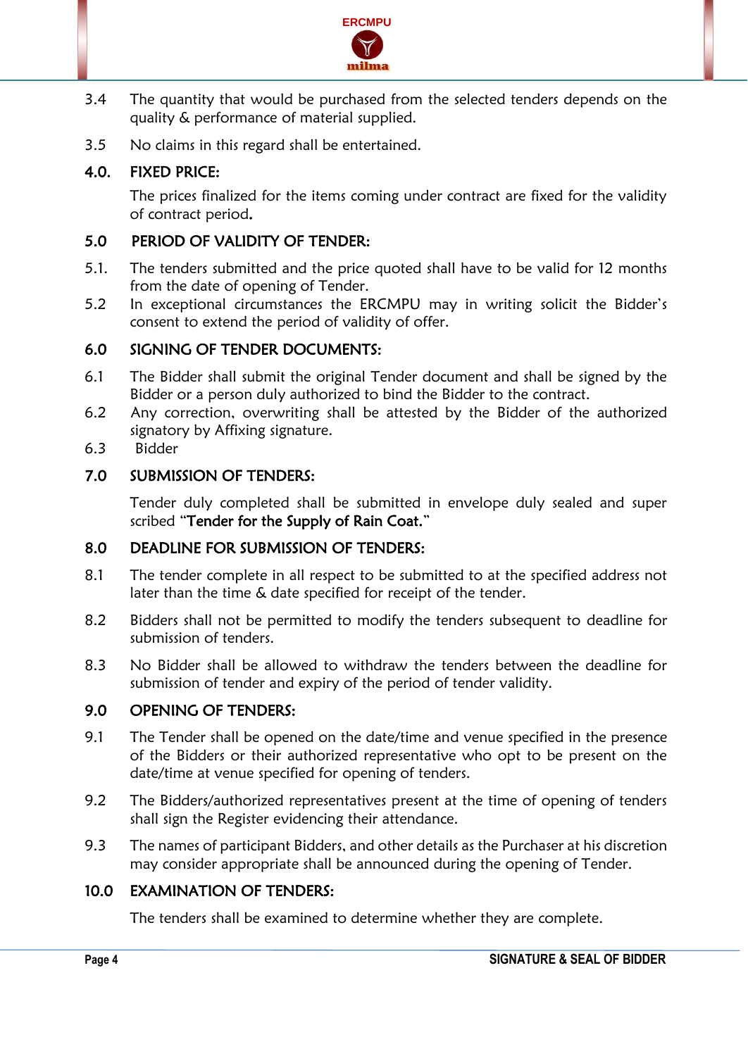3.4 The quantity that would be purchased from the selected tenders depends on the quality & performance of material supplied.

3.5 No claims in this regard shall be entertained.

## 4.0. FIXED PRICE:

The prices finalized for the items coming under contract are fixed for the validity of contract period.

## 5.0 PERIOD OF VALIDITY OF TENDER:

5.1. The tenders submitted and the price quoted shall have to be valid for 12 months from the date of opening of Tender.

5.2 In exceptional circumstances the ERCMPU may in writing solicit the Bidder's consent to extend the period of validity of offer.

## 6.0 SIGNING OF TENDER DOCUMENTS:

6.1 The Bidder shall submit the original Tender document and shall be signed by the Bidder or a person duly authorized to bind the Bidder to the contract.

6.2 Any correction, overwriting shall be attested by the Bidder of the authorized signatory by Affixing signature.

6.3 Bidder

## 7.0 SUBMISSION OF TENDERS:

Tender duly completed shall be submitted in envelope duly sealed and super scribed "**Tender for the Supply of Rain Coat.**"

## 8.0 DEADLINE FOR SUBMISSION OF TENDERS:

8.1 The tender complete in all respect to be submitted to at the specified address not later than the time & date specified for receipt of the tender.

8.2 Bidders shall not be permitted to modify the tenders subsequent to deadline for submission of tenders.

8.3 No Bidder shall be allowed to withdraw the tenders between the deadline for submission of tender and expiry of the period of tender validity.

## 9.0 OPENING OF TENDERS:

9.1 The Tender shall be opened on the date/time and venue specified in the presence of the Bidders or their authorized representative who opt to be present on the date/time at venue specified for opening of tenders.

9.2 The Bidders/authorized representatives present at the time of opening of tenders shall sign the Register evidencing their attendance.

9.3 The names of participant Bidders, and other details as the Purchaser at his discretion may consider appropriate shall be announced during the opening of Tender.

## 10.0 EXAMINATION OF TENDERS:

The tenders shall be examined to determine whether they are complete.

SIGNATURE & SEAL OF BIDDER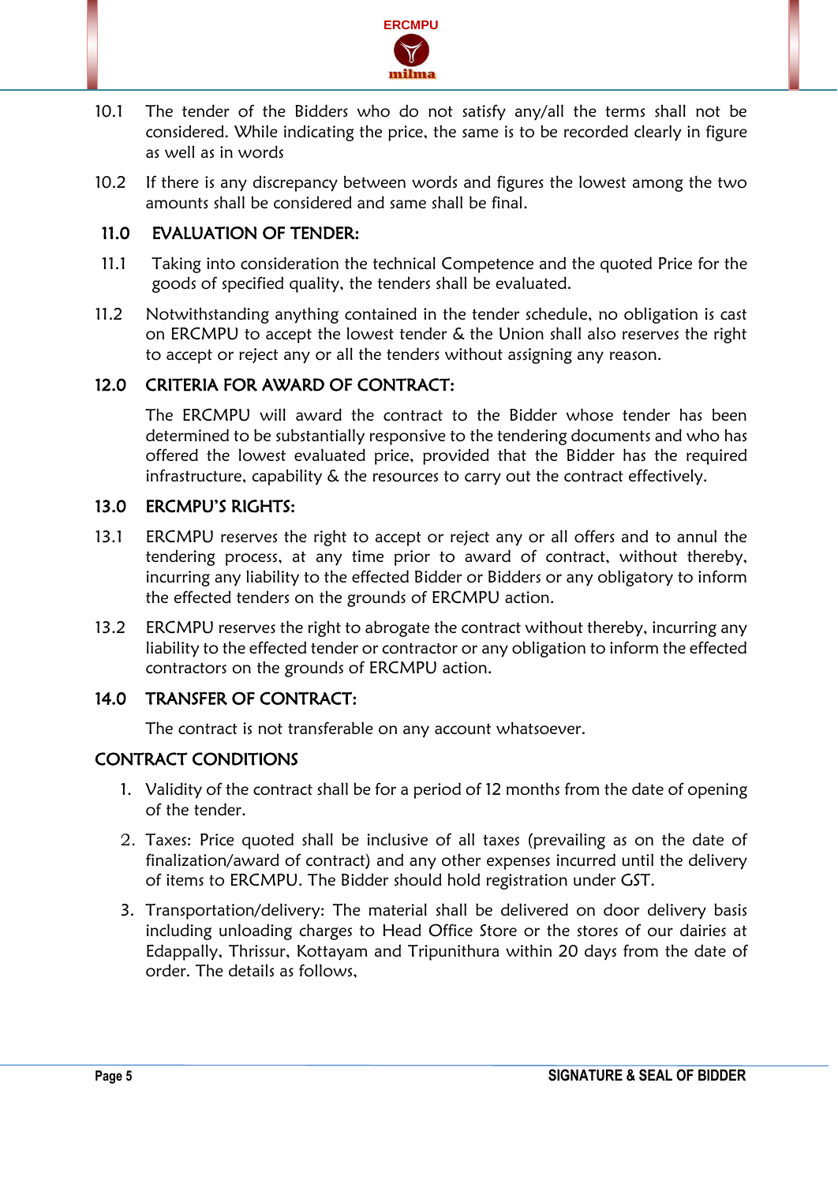10.1 The tender of the Bidders who do not satisfy any/all the terms shall not be considered. While indicating the price, the same is to be recorded clearly in figure as well as in words

10.2 If there is any discrepancy between words and figures the lowest among the two amounts shall be considered and same shall be final.

## 11.0 EVALUATION OF TENDER:

11.1 Taking into consideration the technical Competence and the quoted Price for the goods of specified quality, the tenders shall be evaluated.

11.2 Notwithstanding anything contained in the tender schedule, no obligation is cast on ERCMPU to accept the lowest tender & the Union shall also reserves the right to accept or reject any or all the tenders without assigning any reason.

## 12.0 CRITERIA FOR AWARD OF CONTRACT:

The ERCMPU will award the contract to the Bidder whose tender has been determined to be substantially responsive to the tendering documents and who has offered the lowest evaluated price, provided that the Bidder has the required infrastructure, capability & the resources to carry out the contract effectively.

## 13.0 ERCMPU'S RIGHTS:

13.1 ERCMPU reserves the right to accept or reject any or all offers and to annul the tendering process, at any time prior to award of contract, without thereby, incurring any liability to the effected Bidder or Bidders or any obligatory to inform the effected tenders on the grounds of ERCMPU action.

13.2 ERCMPU reserves the right to abrogate the contract without thereby, incurring any liability to the effected tender or contractor or any obligation to inform the effected contractors on the grounds of ERCMPU action.

## 14.0 TRANSFER OF CONTRACT:

The contract is not transferable on any account whatsoever.

## CONTRACT CONDITIONS

1. Validity of the contract shall be for a period of 12 months from the date of opening of the tender.
2. Taxes: Price quoted shall be inclusive of all taxes (prevailing as on the date of finalization/award of contract) and any other expenses incurred until the delivery of items to ERCMPU. The Bidder should hold registration under GST.
3. Transportation/delivery: The material shall be delivered on door delivery basis including unloading charges to Head Office Store or the stores of our dairies at Edappally, Thrissur, Kottayam and Tripunithura within 20 days from the date of order. The details as follows,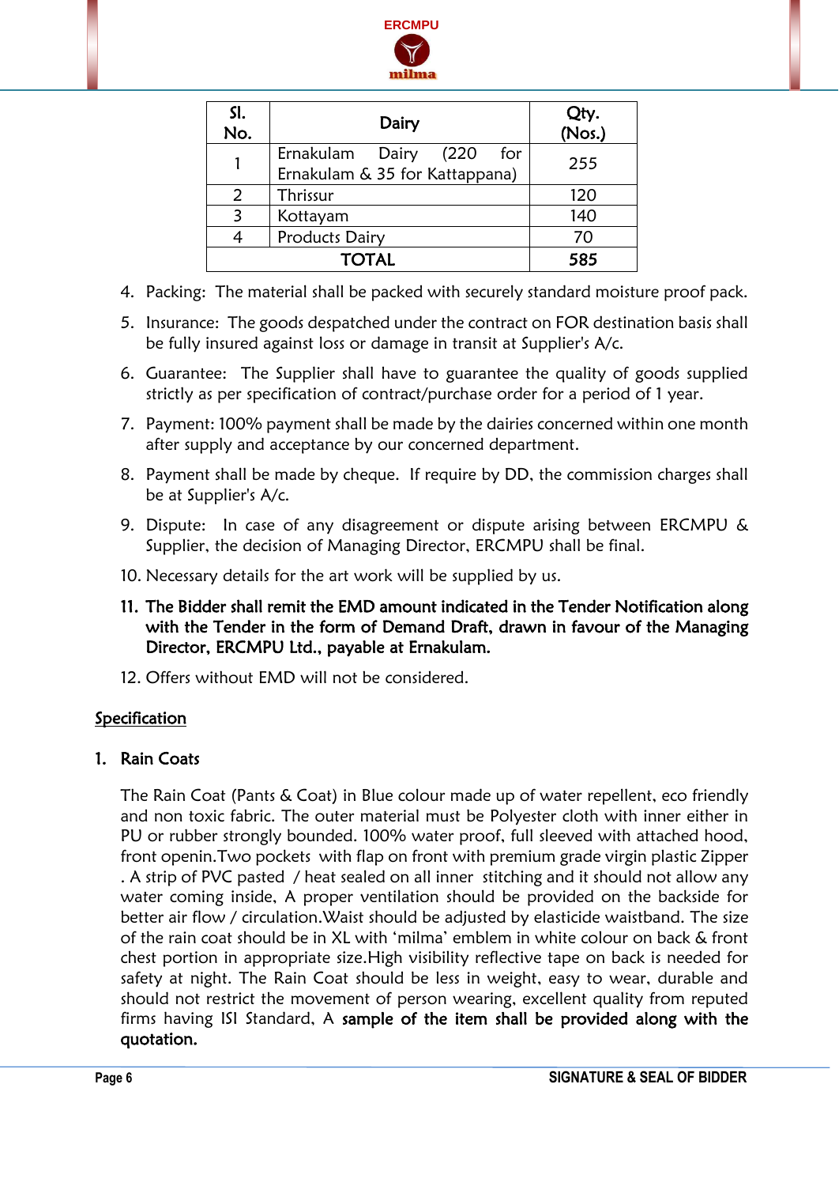| Sl. No. | Dairy | Qty. (Nos.) |
|---|---|---|
| 1 | Ernakulam Dairy (220 for Ernakulam & 35 for Kattappana) | 255 |
| 2 | Thrissur | 120 |
| 3 | Kottayam | 140 |
| 4 | Products Dairy | 70 |
| TOTAL | | 585 |

4. Packing: The material shall be packed with securely standard moisture proof pack.
5. Insurance: The goods despatched under the contract on FOR destination basis shall be fully insured against loss or damage in transit at Supplier's A/c.
6. Guarantee: The Supplier shall have to guarantee the quality of goods supplied strictly as per specification of contract/purchase order for a period of 1 year.
7. Payment: 100% payment shall be made by the dairies concerned within one month after supply and acceptance by our concerned department.
8. Payment shall be made by cheque. If require by DD, the commission charges shall be at Supplier's A/c.
9. Dispute: In case of any disagreement or dispute arising between ERCMPU & Supplier, the decision of Managing Director, ERCMPU shall be final.
10. Necessary details for the art work will be supplied by us.
11. **The Bidder shall remit the EMD amount indicated in the Tender Notification along with the Tender in the form of Demand Draft, drawn in favour of the Managing Director, ERCMPU Ltd., payable at Ernakulam.**
12. Offers without EMD will not be considered.

**Specification**

**1. Rain Coats**

The Rain Coat (Pants & Coat) in Blue colour made up of water repellent, eco friendly and non toxic fabric. The outer material must be Polyester cloth with inner either in PU or rubber strongly bounded. 100% water proof, full sleeved with attached hood, front openin.Two pockets with flap on front with premium grade virgin plastic Zipper . A strip of PVC pasted / heat sealed on all inner stitching and it should not allow any water coming inside, A proper ventilation should be provided on the backside for better air flow / circulation.Waist should be adjusted by elasticide waistband. The size of the rain coat should be in XL with 'milma' emblem in white colour on back & front chest portion in appropriate size.High visibility reflective tape on back is needed for safety at night. The Rain Coat should be less in weight, easy to wear, durable and should not restrict the movement of person wearing, excellent quality from reputed firms having ISI Standard, A **sample of the item shall be provided along with the quotation.**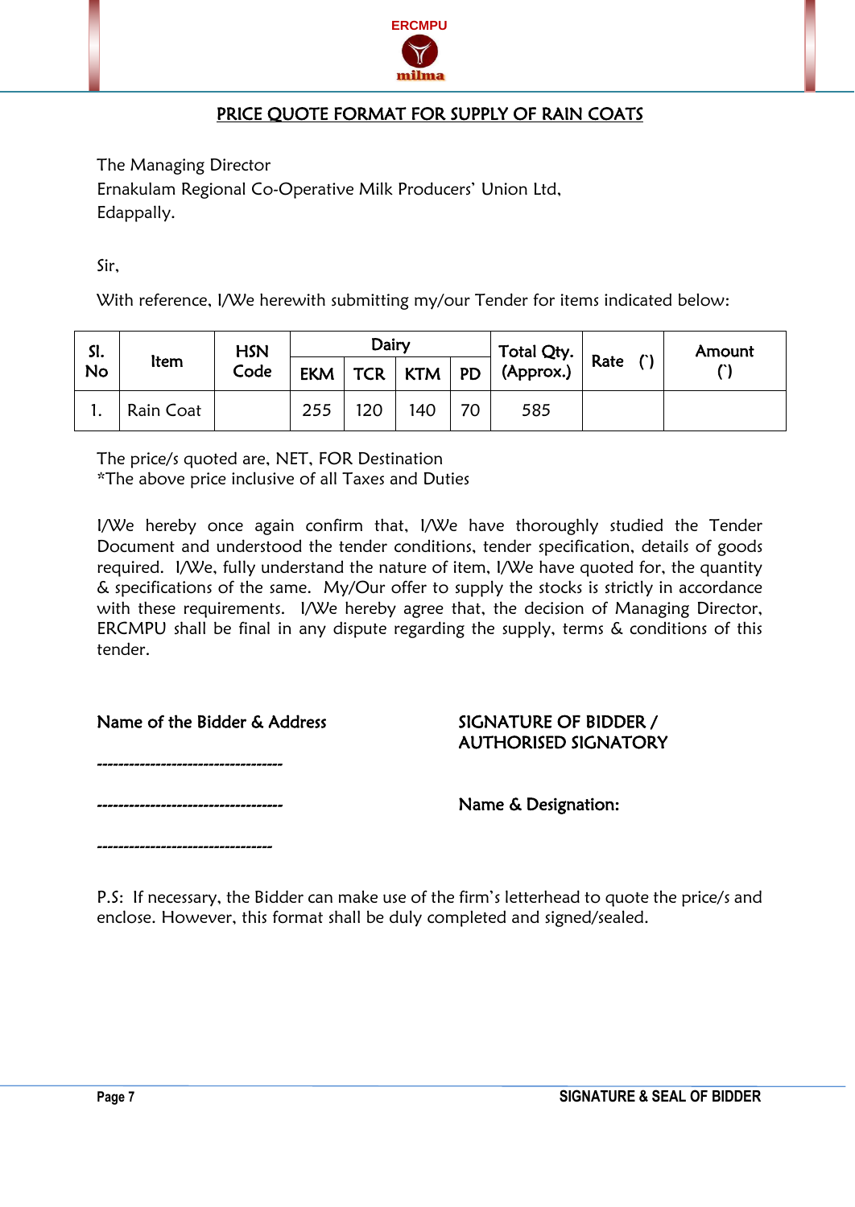## PRICE QUOTE FORMAT FOR SUPPLY OF RAIN COATS

The Managing Director
Ernakulam Regional Co-Operative Milk Producers' Union Ltd,
Edappally.

Sir,

With reference, I/We herewith submitting my/our Tender for items indicated below:

| Sl. No | Item | HSN Code | Dairy | | | | Total Qty. (Approx.) | Rate (`) | Amount (`) |
|---|---|---|---|---|---|---|---|---|---|
| | | | EKM | TCR | KTM | PD | | | |
| 1. | Rain Coat | | 255 | 120 | 140 | 70 | 585 | | |

The price/s quoted are, NET, FOR Destination
*The above price inclusive of all Taxes and Duties

I/We hereby once again confirm that, I/We have thoroughly studied the Tender Document and understood the tender conditions, tender specification, details of goods required. I/We, fully understand the nature of item, I/We have quoted for, the quantity & specifications of the same. My/Our offer to supply the stocks is strictly in accordance with these requirements. I/We hereby agree that, the decision of Managing Director, ERCMPU shall be final in any dispute regarding the supply, terms & conditions of this tender.

**Name of the Bidder & Address**

-----------------------------------

-----------------------------------

---------------------------------

**SIGNATURE OF BIDDER / AUTHORISED SIGNATORY**

**Name & Designation:**

P.S: If necessary, the Bidder can make use of the firm's letterhead to quote the price/s and enclose. However, this format shall be duly completed and signed/sealed.